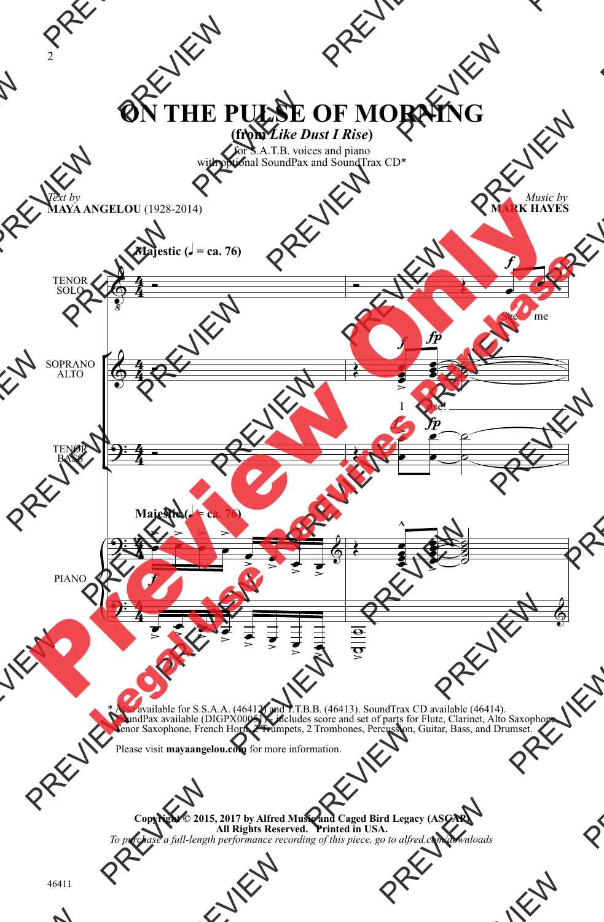# ON THE PULSE OF MORNING

## (from *Like Dust I Rise*)

for S.A.T.B. voices and piano
with optional SoundPax and SoundTrax CD*

*Text by*
**MAYA ANGELOU** (1928-2014)

*Music by*
**MARK HAYES**

**Majestic (♩ = ca. 76)**

TENOR SOLO: See me

SOPRANO ALTO: I rise!

TENOR BASS

PIANO

\* Also available for S.S.A.A. (46412) and T.T.B.B. (46413). SoundTrax CD available (46414).
SoundPax available (DIGPX00051) - includes score and set of parts for Flute, Clarinet, Alto Saxophone, Tenor Saxophone, French Horn, 2 Trumpets, 2 Trombones, Percussion, Guitar, Bass, and Drumset.

Please visit **mayaangelou.com** for more information.

**Copyright © 2015, 2017 by Alfred Music and Caged Bird Legacy (ASCAP)**
**All Rights Reserved. Printed in USA.**
*To purchase a full-length performance recording of this piece, go to alfred.com/downloads*

46411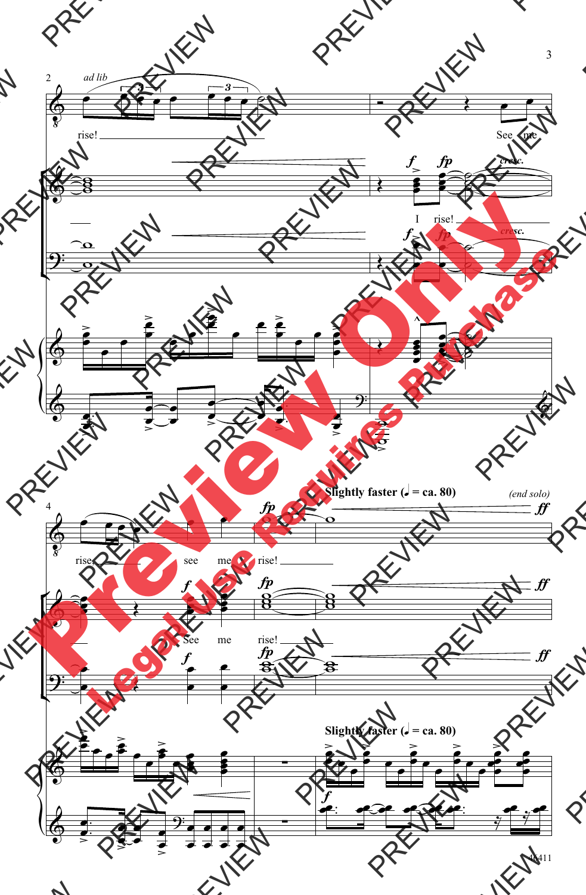*ad lib*

rise! ——— See me rise! ———

I rise! ———

*cresc.*

rise! ——— see me rise! ———

See me rise! ———

**Slightly faster (♩ = ca. 80)**

*(end solo)*

*fp* *ff*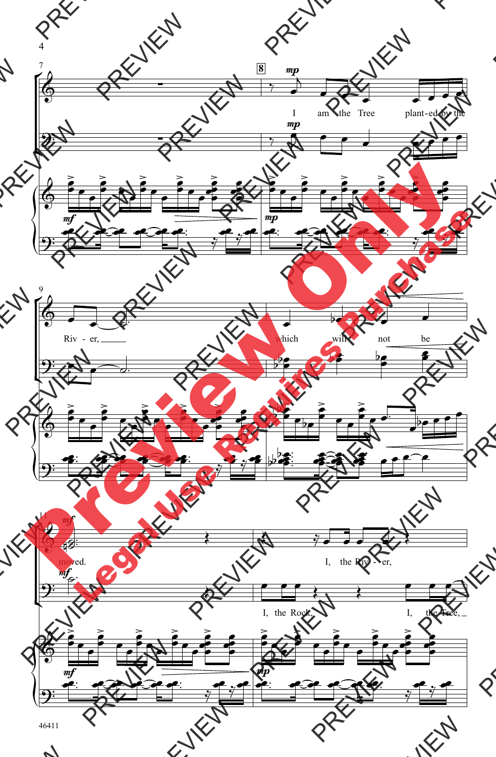I am the Tree plant-ed by the Riv - er, which will not be moved.

I, the Riv - er,

I, the Rock, I, the Tree,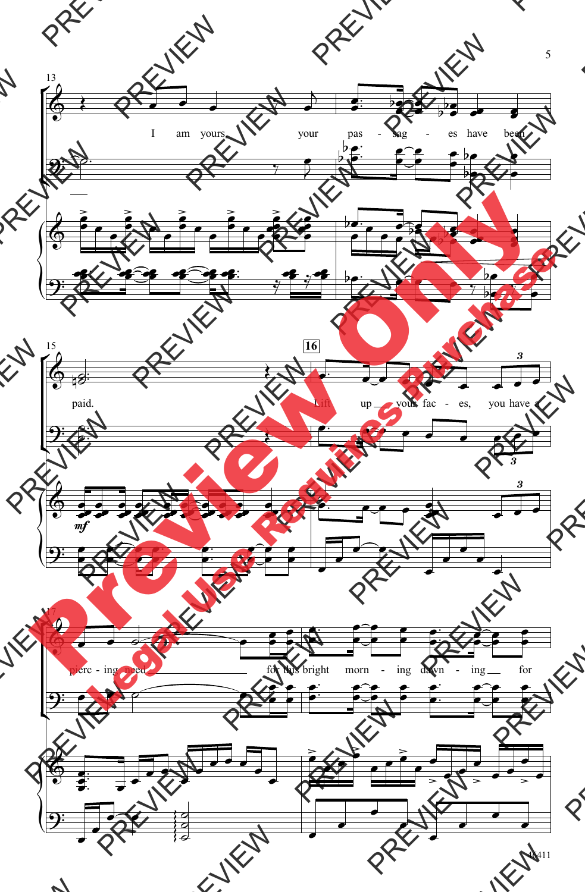I am yours, your pas - sag - es have been paid.

Lift up your fac - es, you have a pierc - ing need for this bright morn - ing dawn - ing for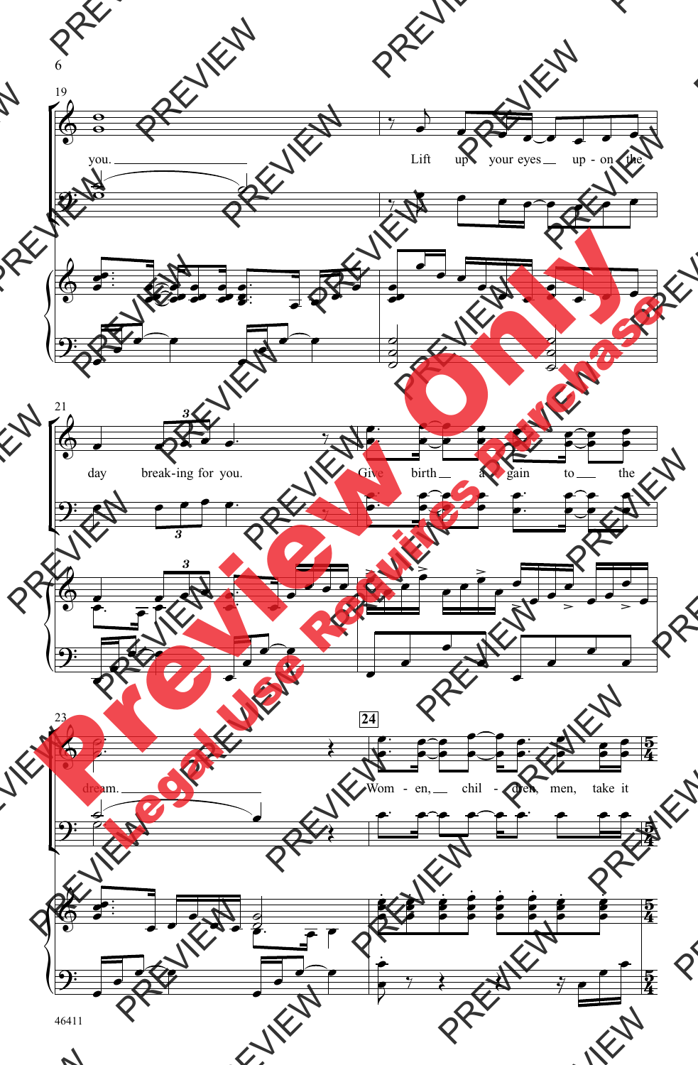19

you. Lift up your eyes up - on the

21

day break-ing for you. Give birth a - gain to the

23

dream.

**24**

Wom - en, chil - dren, men, take it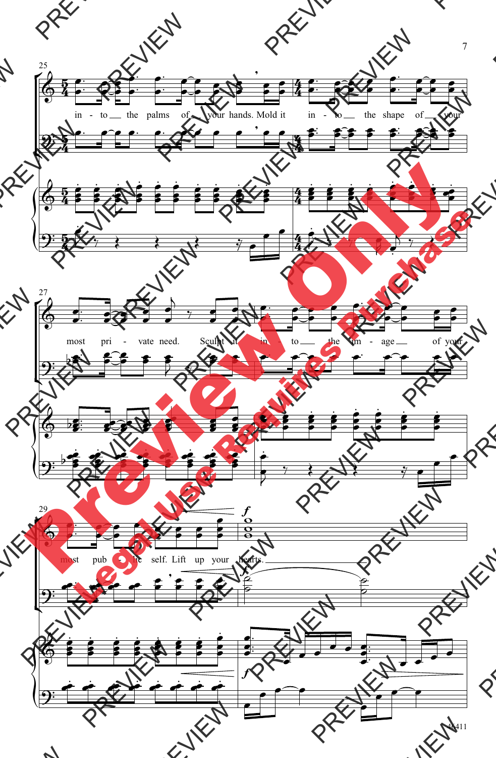in - to the palms of your hands. Mold it in - to the shape of your

most pri - vate need. Sculpt it in - to the im - age of your

most pub - lic self. Lift up your hearts.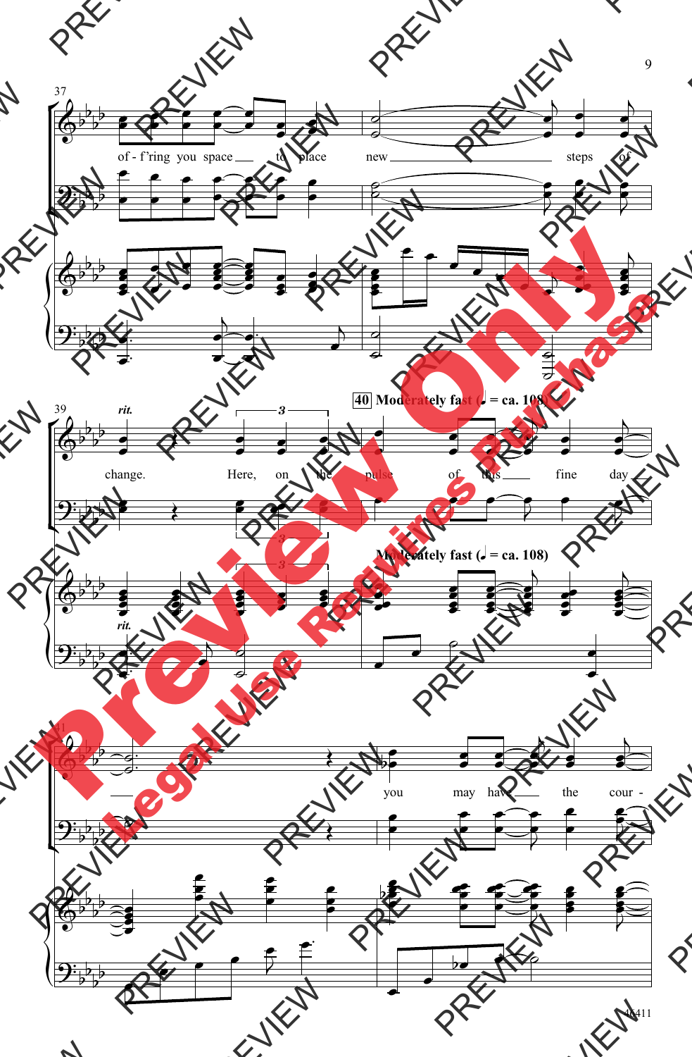37

of - f'ring you space ___ to place new ___ steps of

39 *rit.*

change. Here, on the pulse of this ___ fine day

**40** **Moderately fast (♩ = ca. 108)**

41

___ you may have ___ the cour -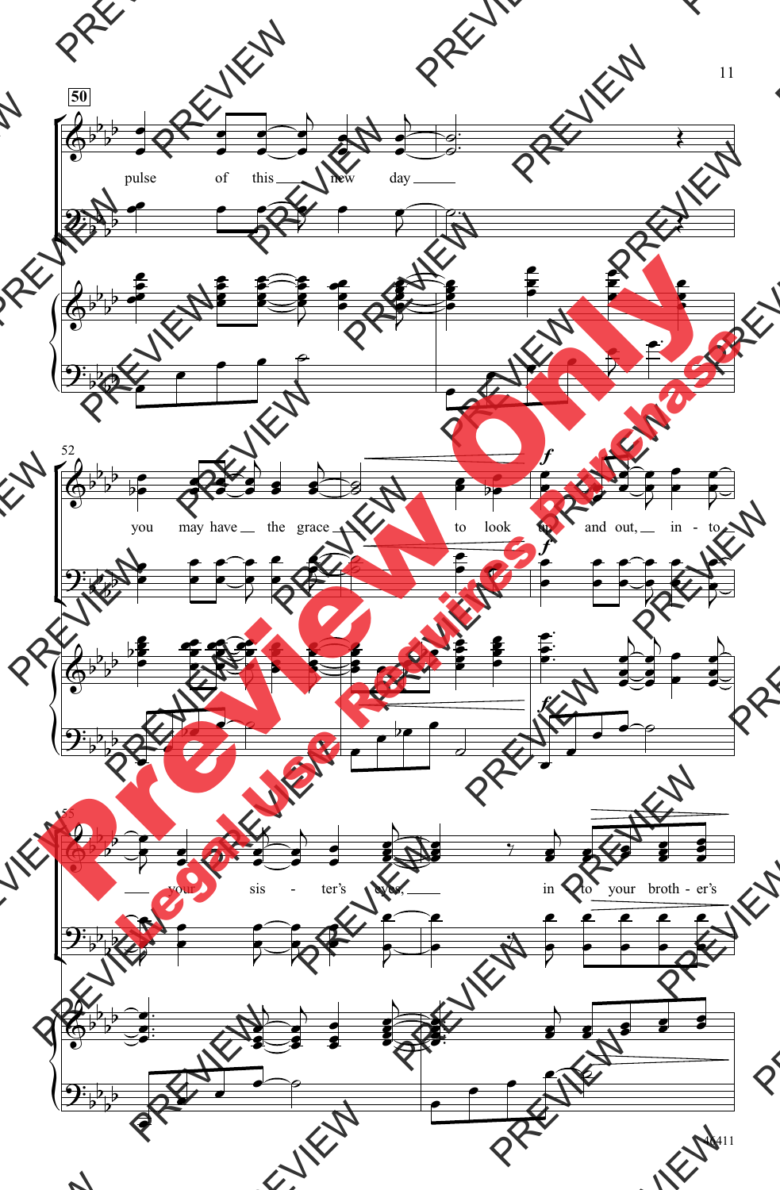pulse of this new day

you may have the grace to look up and out, into

your sister's eyes, in to your brother's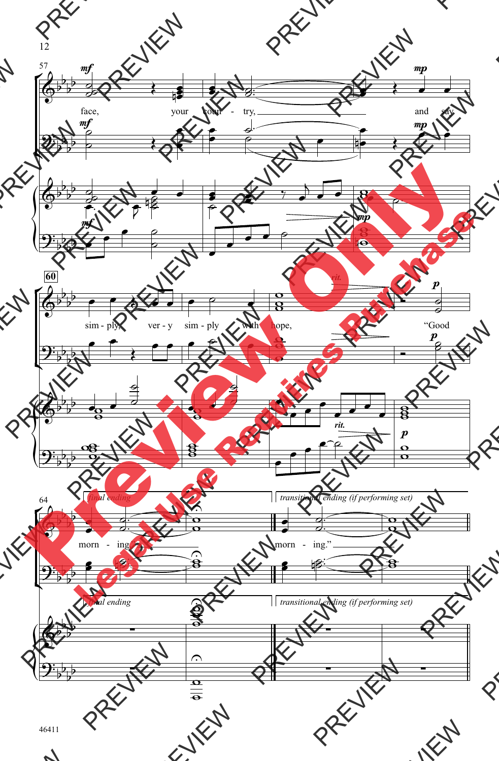face, your coun - try, and say

sim - ply, ver - y sim - ply with hope, "Good

*final ending*

morn - ing

*transitional ending (if performing set)*

morn - ing."

46411